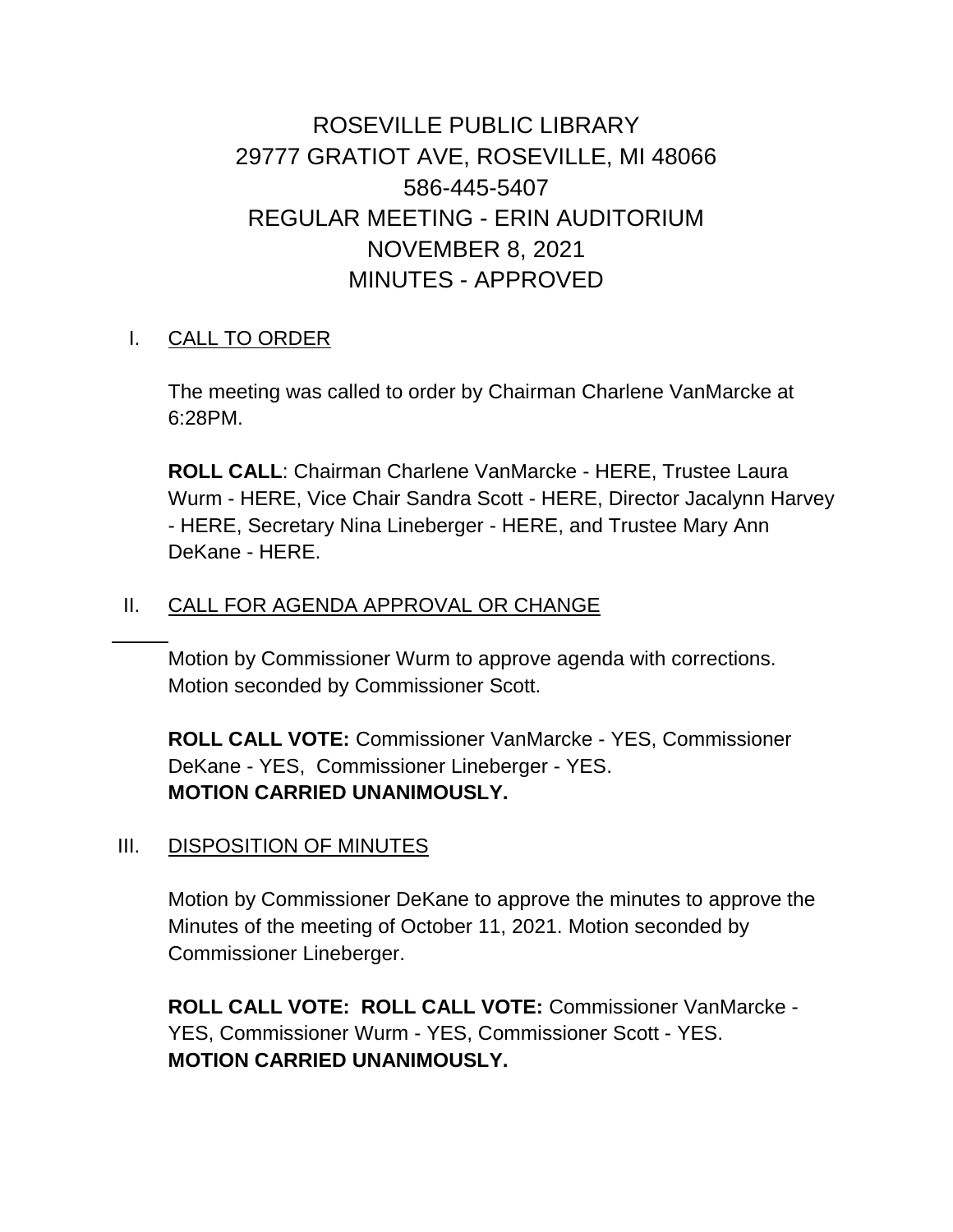# ROSEVILLE PUBLIC LIBRARY
## 29777 GRATIOT AVE, ROSEVILLE, MI 48066
## 586-445-5407
## REGULAR MEETING - ERIN AUDITORIUM
## NOVEMBER 8, 2021
## MINUTES - APPROVED

I. CALL TO ORDER

The meeting was called to order by Chairman Charlene VanMarcke at 6:28PM.

**ROLL CALL**: Chairman Charlene VanMarcke - HERE, Trustee Laura Wurm - HERE, Vice Chair Sandra Scott - HERE, Director Jacalynn Harvey - HERE, Secretary Nina Lineberger - HERE, and Trustee Mary Ann DeKane - HERE.

II. CALL FOR AGENDA APPROVAL OR CHANGE

Motion by Commissioner Wurm to approve agenda with corrections. Motion seconded by Commissioner Scott.

**ROLL CALL VOTE:** Commissioner VanMarcke - YES, Commissioner DeKane - YES, Commissioner Lineberger - YES.
**MOTION CARRIED UNANIMOUSLY.**

III. DISPOSITION OF MINUTES

Motion by Commissioner DeKane to approve the minutes to approve the Minutes of the meeting of October 11, 2021. Motion seconded by Commissioner Lineberger.

**ROLL CALL VOTE: ROLL CALL VOTE:** Commissioner VanMarcke - YES, Commissioner Wurm - YES, Commissioner Scott - YES.
**MOTION CARRIED UNANIMOUSLY.**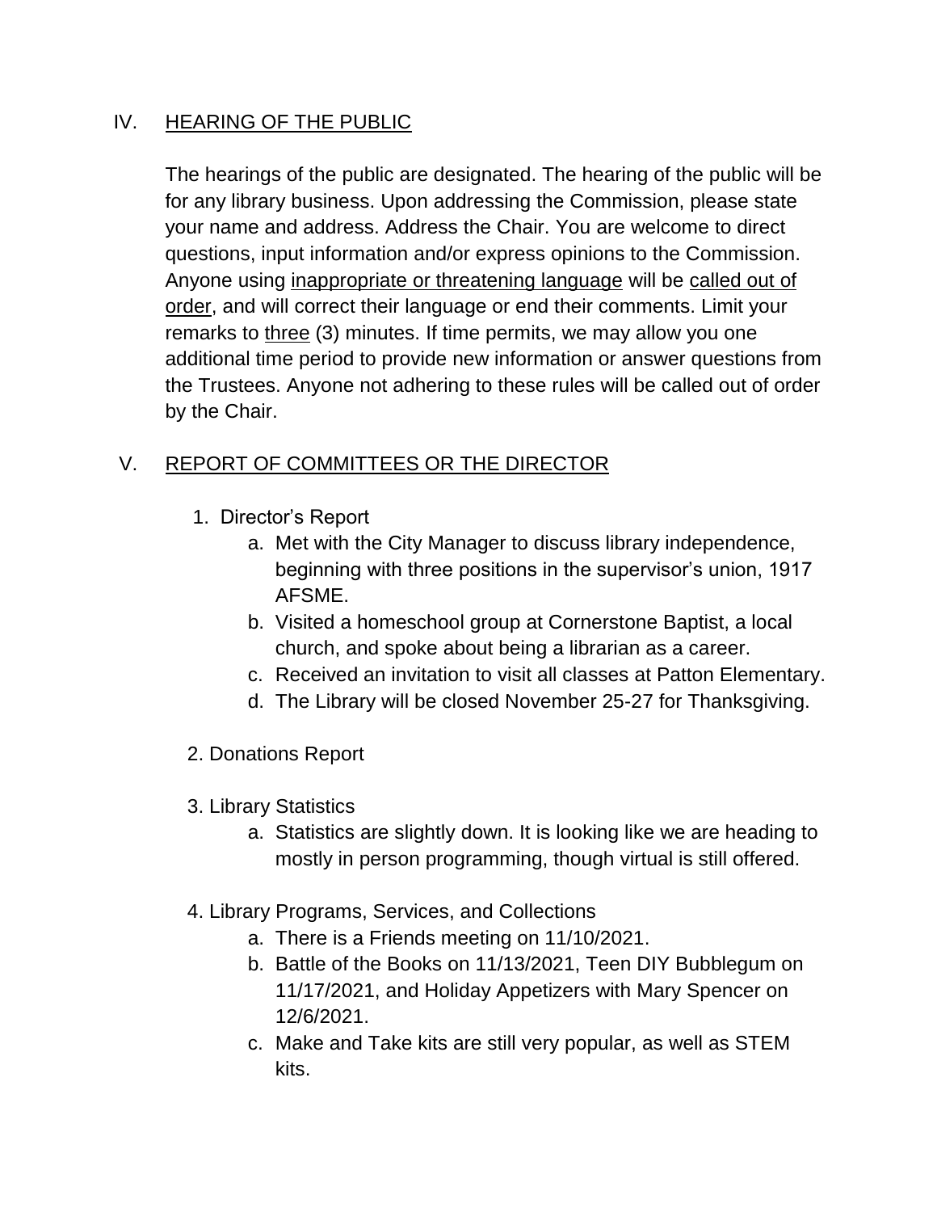## IV. HEARING OF THE PUBLIC

The hearings of the public are designated. The hearing of the public will be for any library business. Upon addressing the Commission, please state your name and address. Address the Chair. You are welcome to direct questions, input information and/or express opinions to the Commission. Anyone using inappropriate or threatening language will be called out of order, and will correct their language or end their comments. Limit your remarks to three (3) minutes. If time permits, we may allow you one additional time period to provide new information or answer questions from the Trustees. Anyone not adhering to these rules will be called out of order by the Chair.

## V. REPORT OF COMMITTEES OR THE DIRECTOR

1. Director's Report
   a. Met with the City Manager to discuss library independence, beginning with three positions in the supervisor's union, 1917 AFSME.
   b. Visited a homeschool group at Cornerstone Baptist, a local church, and spoke about being a librarian as a career.
   c. Received an invitation to visit all classes at Patton Elementary.
   d. The Library will be closed November 25-27 for Thanksgiving.

2. Donations Report

3. Library Statistics
   a. Statistics are slightly down. It is looking like we are heading to mostly in person programming, though virtual is still offered.

4. Library Programs, Services, and Collections
   a. There is a Friends meeting on 11/10/2021.
   b. Battle of the Books on 11/13/2021, Teen DIY Bubblegum on 11/17/2021, and Holiday Appetizers with Mary Spencer on 12/6/2021.
   c. Make and Take kits are still very popular, as well as STEM kits.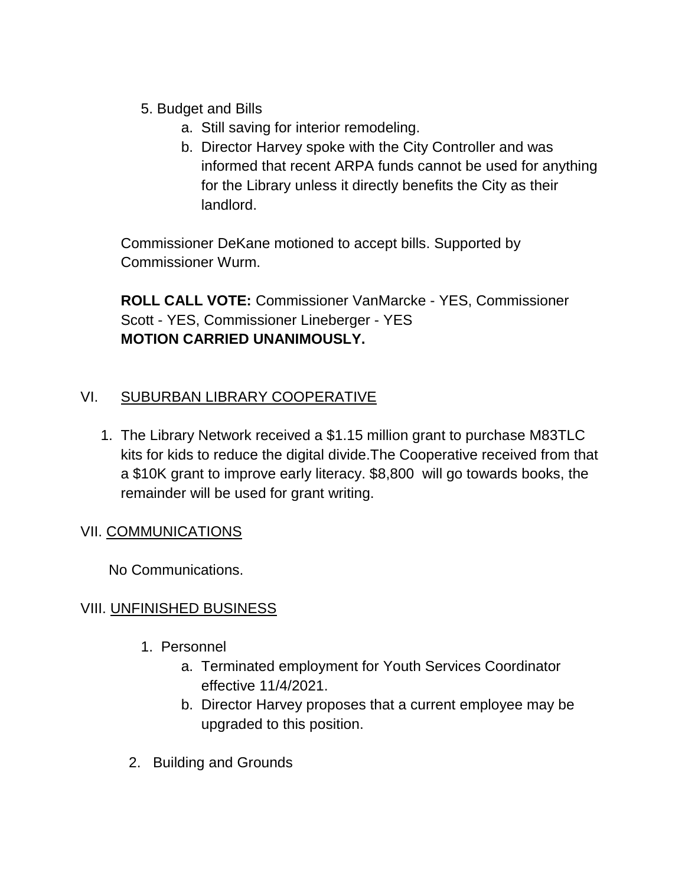5. Budget and Bills
    a. Still saving for interior remodeling.
    b. Director Harvey spoke with the City Controller and was informed that recent ARPA funds cannot be used for anything for the Library unless it directly benefits the City as their landlord.

Commissioner DeKane motioned to accept bills. Supported by Commissioner Wurm.

**ROLL CALL VOTE:** Commissioner VanMarcke - YES, Commissioner Scott - YES, Commissioner Lineberger - YES
**MOTION CARRIED UNANIMOUSLY.**

## VI. SUBURBAN LIBRARY COOPERATIVE

1. The Library Network received a $1.15 million grant to purchase M83TLC kits for kids to reduce the digital divide.The Cooperative received from that a $10K grant to improve early literacy. $8,800 will go towards books, the remainder will be used for grant writing.

## VII. COMMUNICATIONS

No Communications.

## VIII. UNFINISHED BUSINESS

1. Personnel
    a. Terminated employment for Youth Services Coordinator effective 11/4/2021.
    b. Director Harvey proposes that a current employee may be upgraded to this position.
2. Building and Grounds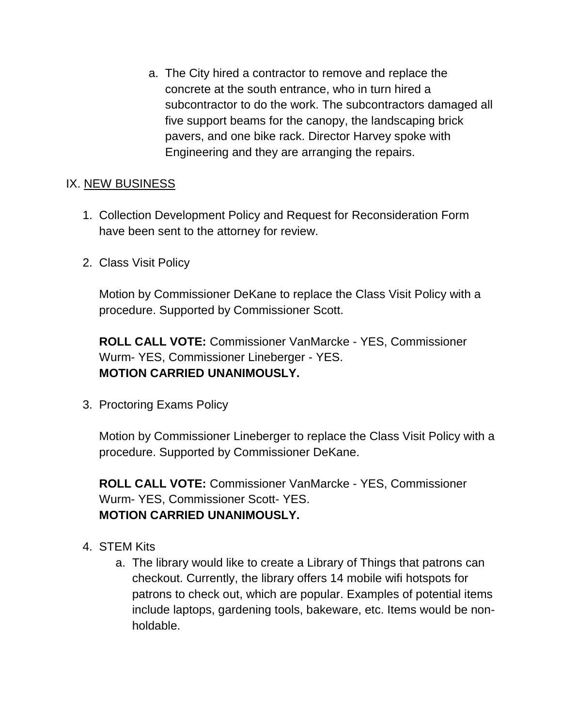a. The City hired a contractor to remove and replace the concrete at the south entrance, who in turn hired a subcontractor to do the work. The subcontractors damaged all five support beams for the canopy, the landscaping brick pavers, and one bike rack. Director Harvey spoke with Engineering and they are arranging the repairs.

IX. <u>NEW BUSINESS</u>

1. Collection Development Policy and Request for Reconsideration Form have been sent to the attorney for review.

2. Class Visit Policy

   Motion by Commissioner DeKane to replace the Class Visit Policy with a procedure. Supported by Commissioner Scott.

   **ROLL CALL VOTE:** Commissioner VanMarcke - YES, Commissioner Wurm- YES, Commissioner Lineberger - YES.
   **MOTION CARRIED UNANIMOUSLY.**

3. Proctoring Exams Policy

   Motion by Commissioner Lineberger to replace the Class Visit Policy with a procedure. Supported by Commissioner DeKane.

   **ROLL CALL VOTE:** Commissioner VanMarcke - YES, Commissioner Wurm- YES, Commissioner Scott- YES.
   **MOTION CARRIED UNANIMOUSLY.**

4. STEM Kits
   a. The library would like to create a Library of Things that patrons can checkout. Currently, the library offers 14 mobile wifi hotspots for patrons to check out, which are popular. Examples of potential items include laptops, gardening tools, bakeware, etc. Items would be non-holdable.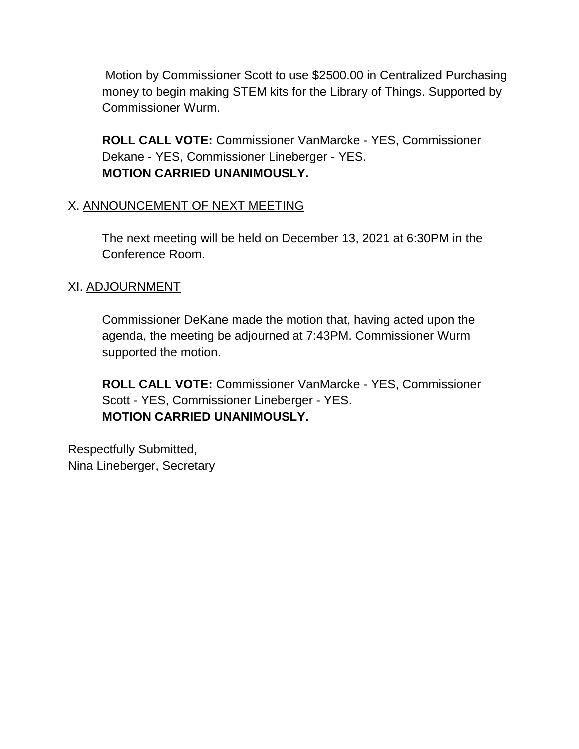Motion by Commissioner Scott to use $2500.00 in Centralized Purchasing money to begin making STEM kits for the Library of Things. Supported by Commissioner Wurm.

**ROLL CALL VOTE:** Commissioner VanMarcke - YES, Commissioner Dekane - YES, Commissioner Lineberger - YES.
**MOTION CARRIED UNANIMOUSLY.**

## X. ANNOUNCEMENT OF NEXT MEETING

The next meeting will be held on December 13, 2021 at 6:30PM in the Conference Room.

## XI. ADJOURNMENT

Commissioner DeKane made the motion that, having acted upon the agenda, the meeting be adjourned at 7:43PM. Commissioner Wurm supported the motion.

**ROLL CALL VOTE:** Commissioner VanMarcke - YES, Commissioner Scott - YES, Commissioner Lineberger - YES.
**MOTION CARRIED UNANIMOUSLY.**

Respectfully Submitted,
Nina Lineberger, Secretary